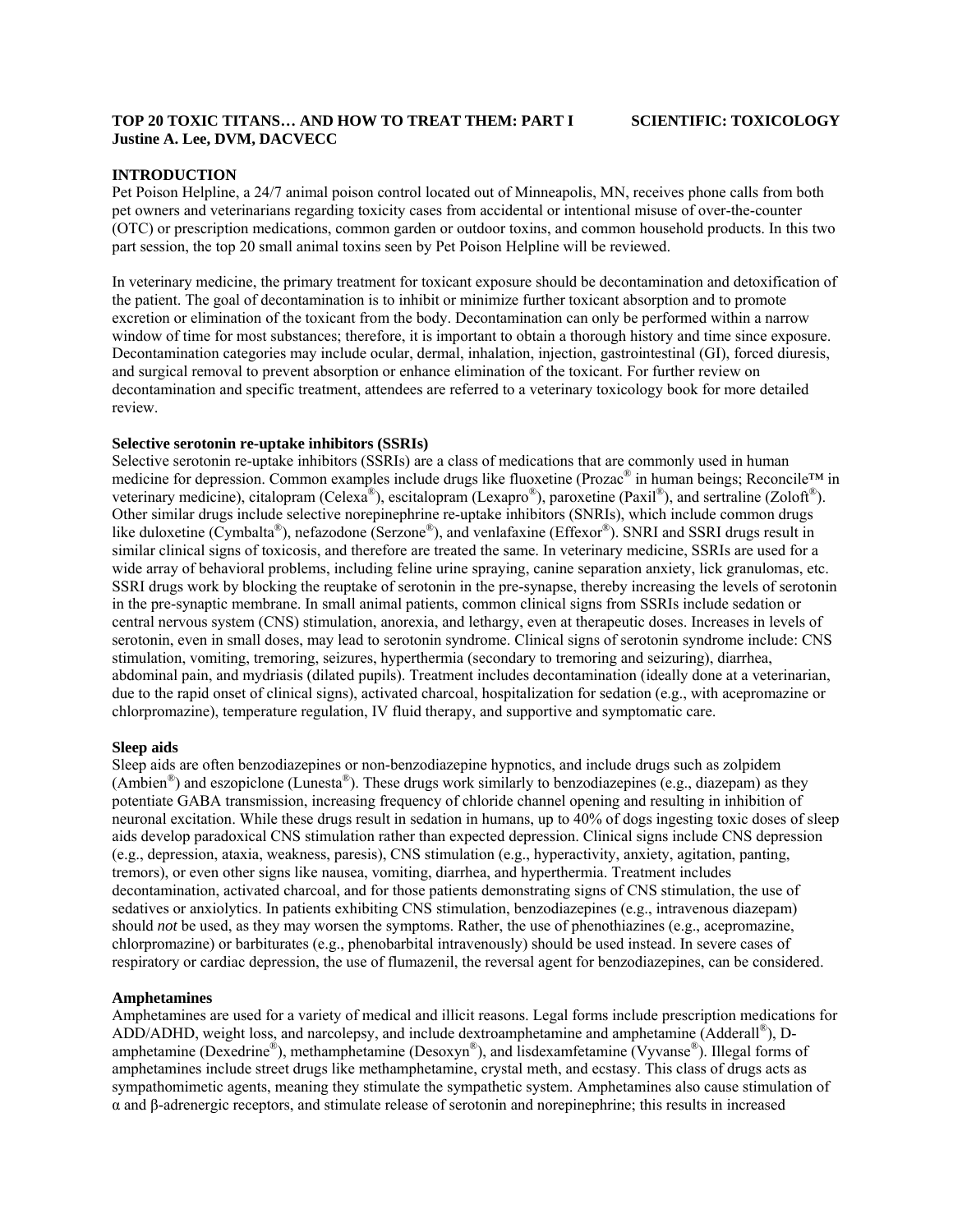**TOP 20 TOXIC TITANS… AND HOW TO TREAT THEM: PART I** **SCIENTIFIC: TOXICOLOGY**
**Justine A. Lee, DVM, DACVECC**

## INTRODUCTION

Pet Poison Helpline, a 24/7 animal poison control located out of Minneapolis, MN, receives phone calls from both pet owners and veterinarians regarding toxicity cases from accidental or intentional misuse of over-the-counter (OTC) or prescription medications, common garden or outdoor toxins, and common household products. In this two part session, the top 20 small animal toxins seen by Pet Poison Helpline will be reviewed.

In veterinary medicine, the primary treatment for toxicant exposure should be decontamination and detoxification of the patient. The goal of decontamination is to inhibit or minimize further toxicant absorption and to promote excretion or elimination of the toxicant from the body. Decontamination can only be performed within a narrow window of time for most substances; therefore, it is important to obtain a thorough history and time since exposure. Decontamination categories may include ocular, dermal, inhalation, injection, gastrointestinal (GI), forced diuresis, and surgical removal to prevent absorption or enhance elimination of the toxicant. For further review on decontamination and specific treatment, attendees are referred to a veterinary toxicology book for more detailed review.

### Selective serotonin re-uptake inhibitors (SSRIs)

Selective serotonin re-uptake inhibitors (SSRIs) are a class of medications that are commonly used in human medicine for depression. Common examples include drugs like fluoxetine (Prozac® in human beings; Reconcile™ in veterinary medicine), citalopram (Celexa®), escitalopram (Lexapro®), paroxetine (Paxil®), and sertraline (Zoloft®). Other similar drugs include selective norepinephrine re-uptake inhibitors (SNRIs), which include common drugs like duloxetine (Cymbalta®), nefazodone (Serzone®), and venlafaxine (Effexor®). SNRI and SSRI drugs result in similar clinical signs of toxicosis, and therefore are treated the same. In veterinary medicine, SSRIs are used for a wide array of behavioral problems, including feline urine spraying, canine separation anxiety, lick granulomas, etc. SSRI drugs work by blocking the reuptake of serotonin in the pre-synapse, thereby increasing the levels of serotonin in the pre-synaptic membrane. In small animal patients, common clinical signs from SSRIs include sedation or central nervous system (CNS) stimulation, anorexia, and lethargy, even at therapeutic doses. Increases in levels of serotonin, even in small doses, may lead to serotonin syndrome. Clinical signs of serotonin syndrome include: CNS stimulation, vomiting, tremoring, seizures, hyperthermia (secondary to tremoring and seizuring), diarrhea, abdominal pain, and mydriasis (dilated pupils). Treatment includes decontamination (ideally done at a veterinarian, due to the rapid onset of clinical signs), activated charcoal, hospitalization for sedation (e.g., with acepromazine or chlorpromazine), temperature regulation, IV fluid therapy, and supportive and symptomatic care.

### Sleep aids

Sleep aids are often benzodiazepines or non-benzodiazepine hypnotics, and include drugs such as zolpidem (Ambien®) and eszopiclone (Lunesta®). These drugs work similarly to benzodiazepines (e.g., diazepam) as they potentiate GABA transmission, increasing frequency of chloride channel opening and resulting in inhibition of neuronal excitation. While these drugs result in sedation in humans, up to 40% of dogs ingesting toxic doses of sleep aids develop paradoxical CNS stimulation rather than expected depression. Clinical signs include CNS depression (e.g., depression, ataxia, weakness, paresis), CNS stimulation (e.g., hyperactivity, anxiety, agitation, panting, tremors), or even other signs like nausea, vomiting, diarrhea, and hyperthermia. Treatment includes decontamination, activated charcoal, and for those patients demonstrating signs of CNS stimulation, the use of sedatives or anxiolytics. In patients exhibiting CNS stimulation, benzodiazepines (e.g., intravenous diazepam) should *not* be used, as they may worsen the symptoms. Rather, the use of phenothiazines (e.g., acepromazine, chlorpromazine) or barbiturates (e.g., phenobarbital intravenously) should be used instead. In severe cases of respiratory or cardiac depression, the use of flumazenil, the reversal agent for benzodiazepines, can be considered.

### Amphetamines

Amphetamines are used for a variety of medical and illicit reasons. Legal forms include prescription medications for ADD/ADHD, weight loss, and narcolepsy, and include dextroamphetamine and amphetamine (Adderall®), D-amphetamine (Dexedrine®), methamphetamine (Desoxyn®), and lisdexamfetamine (Vyvanse®). Illegal forms of amphetamines include street drugs like methamphetamine, crystal meth, and ecstasy. This class of drugs acts as sympathomimetic agents, meaning they stimulate the sympathetic system. Amphetamines also cause stimulation of α and β-adrenergic receptors, and stimulate release of serotonin and norepinephrine; this results in increased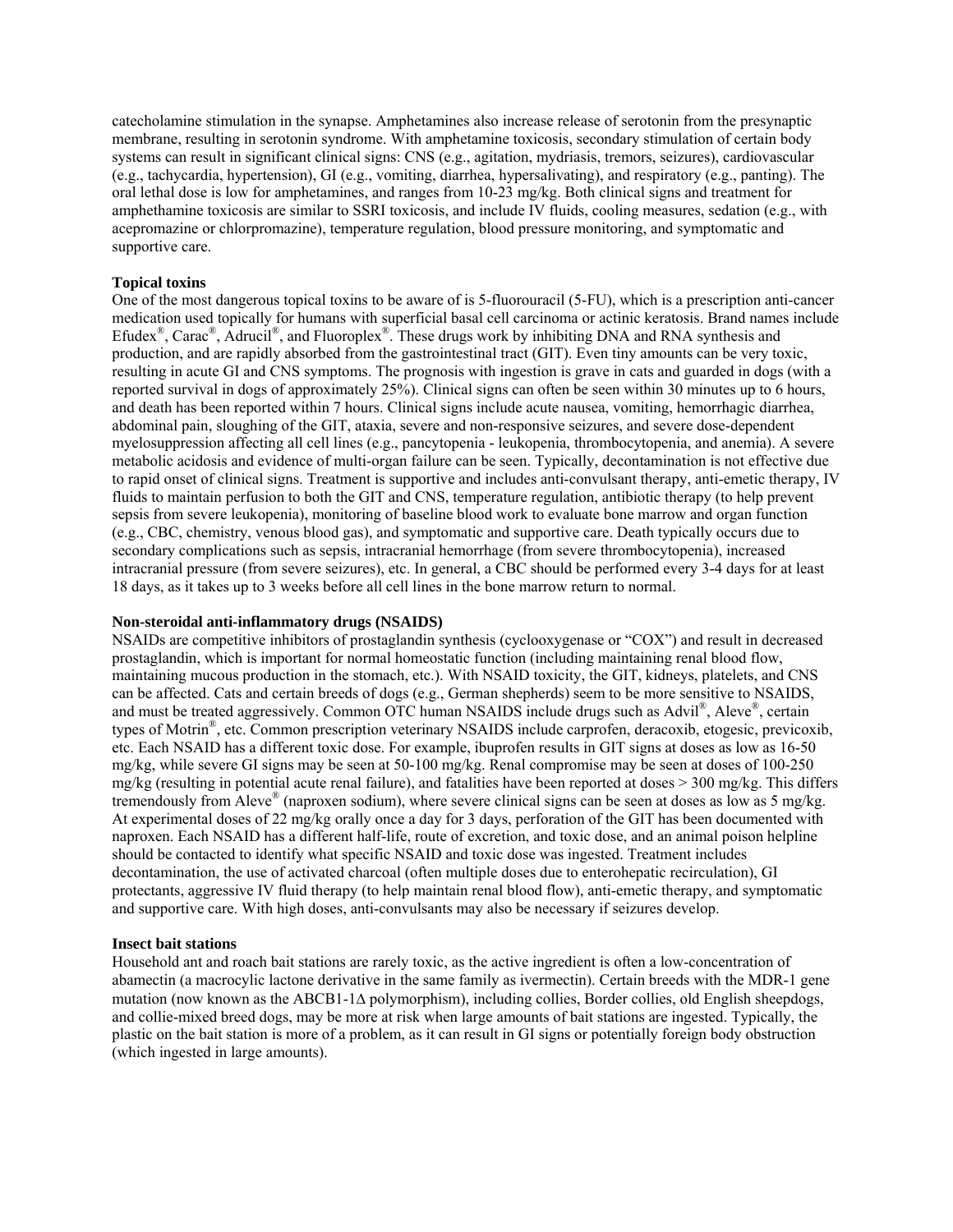catecholamine stimulation in the synapse. Amphetamines also increase release of serotonin from the presynaptic membrane, resulting in serotonin syndrome. With amphetamine toxicosis, secondary stimulation of certain body systems can result in significant clinical signs: CNS (e.g., agitation, mydriasis, tremors, seizures), cardiovascular (e.g., tachycardia, hypertension), GI (e.g., vomiting, diarrhea, hypersalivating), and respiratory (e.g., panting). The oral lethal dose is low for amphetamines, and ranges from 10-23 mg/kg. Both clinical signs and treatment for amphethamine toxicosis are similar to SSRI toxicosis, and include IV fluids, cooling measures, sedation (e.g., with acepromazine or chlorpromazine), temperature regulation, blood pressure monitoring, and symptomatic and supportive care.

**Topical toxins**

One of the most dangerous topical toxins to be aware of is 5-fluorouracil (5-FU), which is a prescription anti-cancer medication used topically for humans with superficial basal cell carcinoma or actinic keratosis. Brand names include Efudex®, Carac®, Adrucil®, and Fluoroplex®. These drugs work by inhibiting DNA and RNA synthesis and production, and are rapidly absorbed from the gastrointestinal tract (GIT). Even tiny amounts can be very toxic, resulting in acute GI and CNS symptoms. The prognosis with ingestion is grave in cats and guarded in dogs (with a reported survival in dogs of approximately 25%). Clinical signs can often be seen within 30 minutes up to 6 hours, and death has been reported within 7 hours. Clinical signs include acute nausea, vomiting, hemorrhagic diarrhea, abdominal pain, sloughing of the GIT, ataxia, severe and non-responsive seizures, and severe dose-dependent myelosuppression affecting all cell lines (e.g., pancytopenia - leukopenia, thrombocytopenia, and anemia). A severe metabolic acidosis and evidence of multi-organ failure can be seen. Typically, decontamination is not effective due to rapid onset of clinical signs. Treatment is supportive and includes anti-convulsant therapy, anti-emetic therapy, IV fluids to maintain perfusion to both the GIT and CNS, temperature regulation, antibiotic therapy (to help prevent sepsis from severe leukopenia), monitoring of baseline blood work to evaluate bone marrow and organ function (e.g., CBC, chemistry, venous blood gas), and symptomatic and supportive care. Death typically occurs due to secondary complications such as sepsis, intracranial hemorrhage (from severe thrombocytopenia), increased intracranial pressure (from severe seizures), etc. In general, a CBC should be performed every 3-4 days for at least 18 days, as it takes up to 3 weeks before all cell lines in the bone marrow return to normal.

**Non-steroidal anti-inflammatory drugs (NSAIDS)**

NSAIDs are competitive inhibitors of prostaglandin synthesis (cyclooxygenase or "COX") and result in decreased prostaglandin, which is important for normal homeostatic function (including maintaining renal blood flow, maintaining mucous production in the stomach, etc.). With NSAID toxicity, the GIT, kidneys, platelets, and CNS can be affected. Cats and certain breeds of dogs (e.g., German shepherds) seem to be more sensitive to NSAIDS, and must be treated aggressively. Common OTC human NSAIDS include drugs such as Advil®, Aleve®, certain types of Motrin®, etc. Common prescription veterinary NSAIDS include carprofen, deracoxib, etogesic, previcoxib, etc. Each NSAID has a different toxic dose. For example, ibuprofen results in GIT signs at doses as low as 16-50 mg/kg, while severe GI signs may be seen at 50-100 mg/kg. Renal compromise may be seen at doses of 100-250 mg/kg (resulting in potential acute renal failure), and fatalities have been reported at doses > 300 mg/kg. This differs tremendously from Aleve® (naproxen sodium), where severe clinical signs can be seen at doses as low as 5 mg/kg. At experimental doses of 22 mg/kg orally once a day for 3 days, perforation of the GIT has been documented with naproxen. Each NSAID has a different half-life, route of excretion, and toxic dose, and an animal poison helpline should be contacted to identify what specific NSAID and toxic dose was ingested. Treatment includes decontamination, the use of activated charcoal (often multiple doses due to enterohepatic recirculation), GI protectants, aggressive IV fluid therapy (to help maintain renal blood flow), anti-emetic therapy, and symptomatic and supportive care. With high doses, anti-convulsants may also be necessary if seizures develop.

**Insect bait stations**

Household ant and roach bait stations are rarely toxic, as the active ingredient is often a low-concentration of abamectin (a macrocylic lactone derivative in the same family as ivermectin). Certain breeds with the MDR-1 gene mutation (now known as the ABCB1-1Δ polymorphism), including collies, Border collies, old English sheepdogs, and collie-mixed breed dogs, may be more at risk when large amounts of bait stations are ingested. Typically, the plastic on the bait station is more of a problem, as it can result in GI signs or potentially foreign body obstruction (which ingested in large amounts).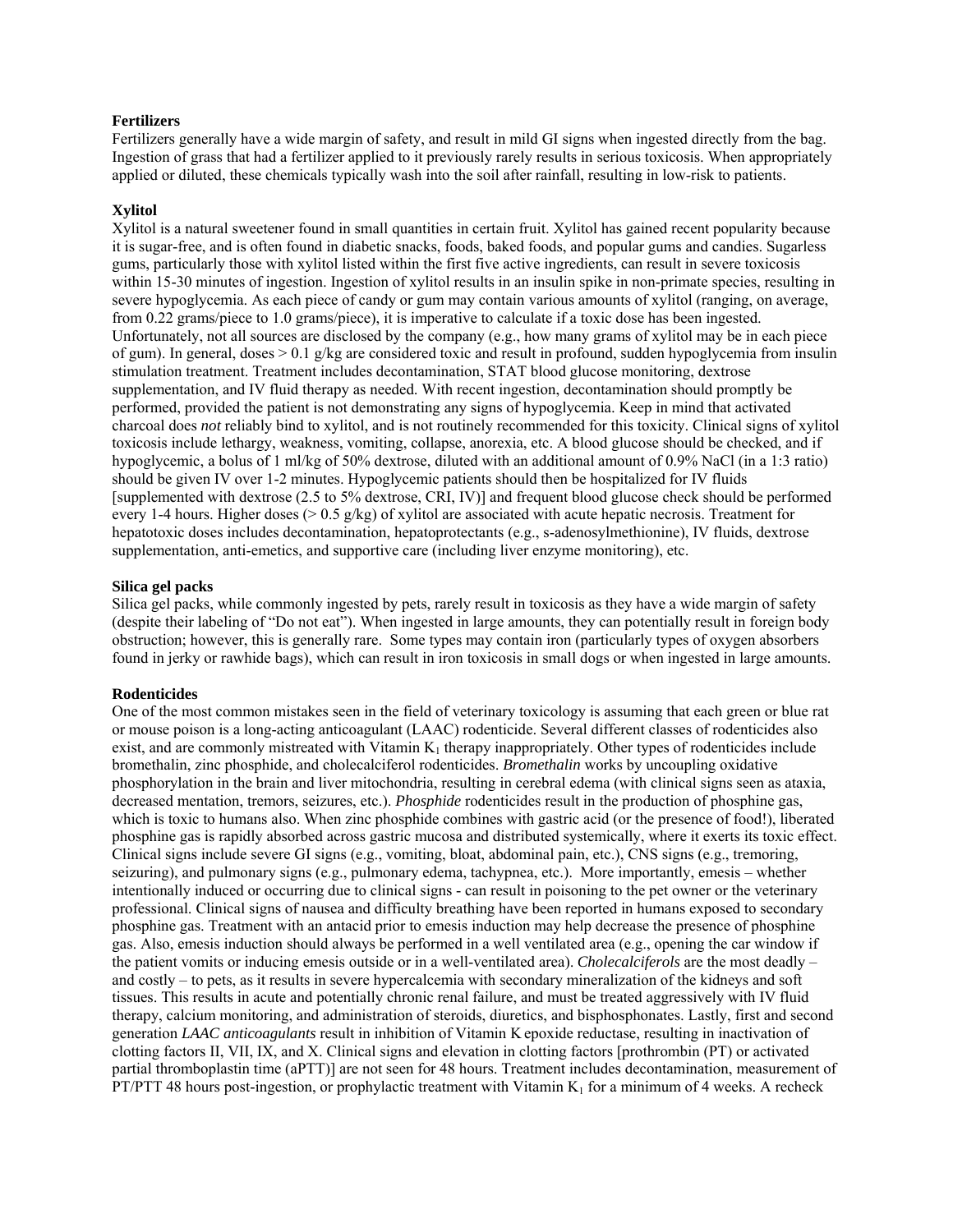**Fertilizers**

Fertilizers generally have a wide margin of safety, and result in mild GI signs when ingested directly from the bag. Ingestion of grass that had a fertilizer applied to it previously rarely results in serious toxicosis. When appropriately applied or diluted, these chemicals typically wash into the soil after rainfall, resulting in low-risk to patients.

**Xylitol**

Xylitol is a natural sweetener found in small quantities in certain fruit. Xylitol has gained recent popularity because it is sugar-free, and is often found in diabetic snacks, foods, baked foods, and popular gums and candies. Sugarless gums, particularly those with xylitol listed within the first five active ingredients, can result in severe toxicosis within 15-30 minutes of ingestion. Ingestion of xylitol results in an insulin spike in non-primate species, resulting in severe hypoglycemia. As each piece of candy or gum may contain various amounts of xylitol (ranging, on average, from 0.22 grams/piece to 1.0 grams/piece), it is imperative to calculate if a toxic dose has been ingested. Unfortunately, not all sources are disclosed by the company (e.g., how many grams of xylitol may be in each piece of gum). In general, doses > 0.1 g/kg are considered toxic and result in profound, sudden hypoglycemia from insulin stimulation treatment. Treatment includes decontamination, STAT blood glucose monitoring, dextrose supplementation, and IV fluid therapy as needed. With recent ingestion, decontamination should promptly be performed, provided the patient is not demonstrating any signs of hypoglycemia. Keep in mind that activated charcoal does *not* reliably bind to xylitol, and is not routinely recommended for this toxicity. Clinical signs of xylitol toxicosis include lethargy, weakness, vomiting, collapse, anorexia, etc. A blood glucose should be checked, and if hypoglycemic, a bolus of 1 ml/kg of 50% dextrose, diluted with an additional amount of 0.9% NaCl (in a 1:3 ratio) should be given IV over 1-2 minutes. Hypoglycemic patients should then be hospitalized for IV fluids [supplemented with dextrose (2.5 to 5% dextrose, CRI, IV)] and frequent blood glucose check should be performed every 1-4 hours. Higher doses (> 0.5 g/kg) of xylitol are associated with acute hepatic necrosis. Treatment for hepatotoxic doses includes decontamination, hepatoprotectants (e.g., s-adenosylmethionine), IV fluids, dextrose supplementation, anti-emetics, and supportive care (including liver enzyme monitoring), etc.

**Silica gel packs**

Silica gel packs, while commonly ingested by pets, rarely result in toxicosis as they have a wide margin of safety (despite their labeling of "Do not eat"). When ingested in large amounts, they can potentially result in foreign body obstruction; however, this is generally rare. Some types may contain iron (particularly types of oxygen absorbers found in jerky or rawhide bags), which can result in iron toxicosis in small dogs or when ingested in large amounts.

**Rodenticides**

One of the most common mistakes seen in the field of veterinary toxicology is assuming that each green or blue rat or mouse poison is a long-acting anticoagulant (LAAC) rodenticide. Several different classes of rodenticides also exist, and are commonly mistreated with Vitamin $K_1$ therapy inappropriately. Other types of rodenticides include bromethalin, zinc phosphide, and cholecalciferol rodenticides. *Bromethalin* works by uncoupling oxidative phosphorylation in the brain and liver mitochondria, resulting in cerebral edema (with clinical signs seen as ataxia, decreased mentation, tremors, seizures, etc.). *Phosphide* rodenticides result in the production of phosphine gas, which is toxic to humans also. When zinc phosphide combines with gastric acid (or the presence of food!), liberated phosphine gas is rapidly absorbed across gastric mucosa and distributed systemically, where it exerts its toxic effect. Clinical signs include severe GI signs (e.g., vomiting, bloat, abdominal pain, etc.), CNS signs (e.g., tremoring, seizuring), and pulmonary signs (e.g., pulmonary edema, tachypnea, etc.). More importantly, emesis – whether intentionally induced or occurring due to clinical signs - can result in poisoning to the pet owner or the veterinary professional. Clinical signs of nausea and difficulty breathing have been reported in humans exposed to secondary phosphine gas. Treatment with an antacid prior to emesis induction may help decrease the presence of phosphine gas. Also, emesis induction should always be performed in a well ventilated area (e.g., opening the car window if the patient vomits or inducing emesis outside or in a well-ventilated area). *Cholecalciferols* are the most deadly – and costly – to pets, as it results in severe hypercalcemia with secondary mineralization of the kidneys and soft tissues. This results in acute and potentially chronic renal failure, and must be treated aggressively with IV fluid therapy, calcium monitoring, and administration of steroids, diuretics, and bisphosphonates. Lastly, first and second generation *LAAC anticoagulants* result in inhibition of Vitamin K epoxide reductase, resulting in inactivation of clotting factors II, VII, IX, and X. Clinical signs and elevation in clotting factors [prothrombin (PT) or activated partial thromboplastin time (aPTT)] are not seen for 48 hours. Treatment includes decontamination, measurement of PT/PTT 48 hours post-ingestion, or prophylactic treatment with Vitamin $K_1$ for a minimum of 4 weeks. A recheck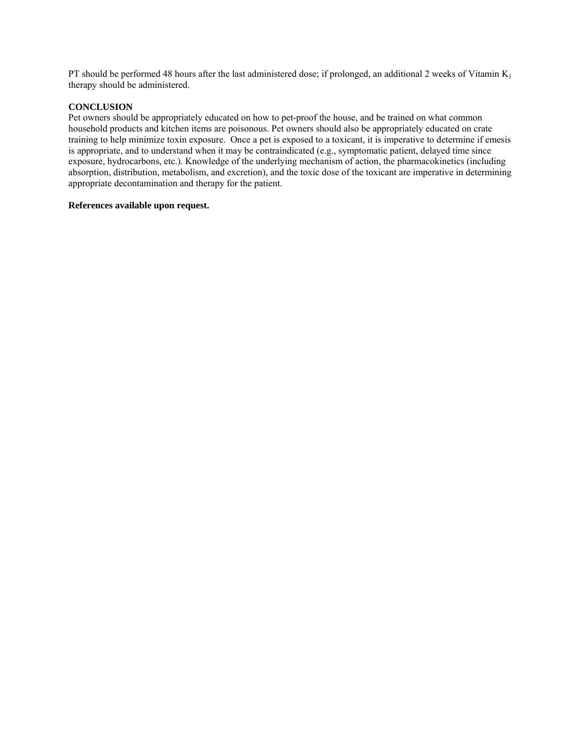PT should be performed 48 hours after the last administered dose; if prolonged, an additional 2 weeks of Vitamin $K_1$ therapy should be administered.

**CONCLUSION**

Pet owners should be appropriately educated on how to pet-proof the house, and be trained on what common household products and kitchen items are poisonous. Pet owners should also be appropriately educated on crate training to help minimize toxin exposure. Once a pet is exposed to a toxicant, it is imperative to determine if emesis is appropriate, and to understand when it may be contraindicated (e.g., symptomatic patient, delayed time since exposure, hydrocarbons, etc.). Knowledge of the underlying mechanism of action, the pharmacokinetics (including absorption, distribution, metabolism, and excretion), and the toxic dose of the toxicant are imperative in determining appropriate decontamination and therapy for the patient.

**References available upon request.**